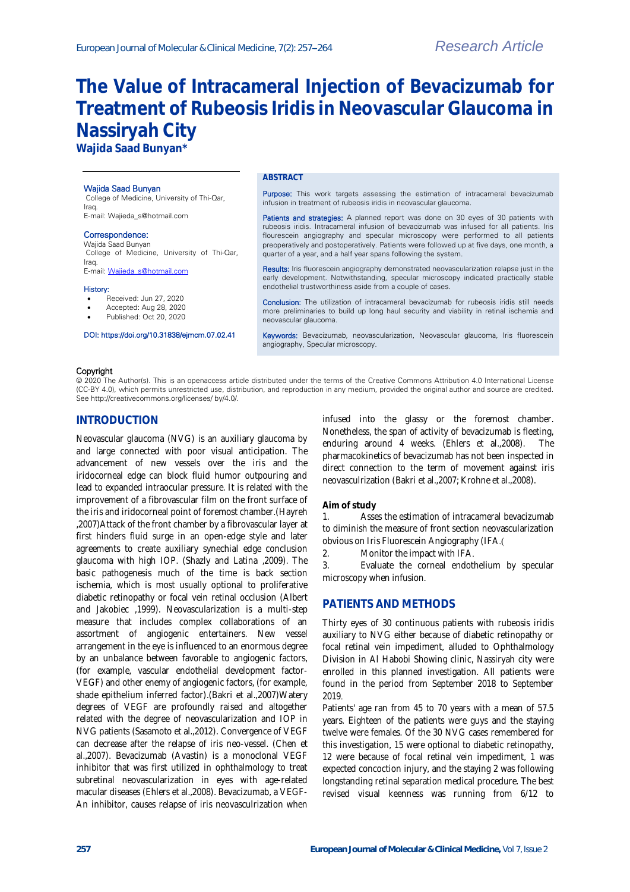# The Value of Intracameral Injection of Bevacizumab for Treatment of Rubeosis Iridis in Neovascular Glaucoma in Nassiryah City

**Wajida Saad Bunyan***

Wajida Saad Bunyan
College of Medicine, University of Thi-Qar, Iraq.
E-mail: Wajieda_s@hotmail.com

**Correspondence:**
Wajida Saad Bunyan
College of Medicine, University of Thi-Qar, Iraq.
E-mail: Wajieda_s@hotmail.com

**History:**
- Received: Jun 27, 2020
- Accepted: Aug 28, 2020
- Published: Oct 20, 2020

DOI: https://doi.org/10.31838/ejmcm.07.02.41

## ABSTRACT

**Purpose:** This work targets assessing the estimation of intracameral bevacizumab infusion in treatment of rubeosis iridis in neovascular glaucoma.

**Patients and strategies:** A planned report was done on 30 eyes of 30 patients with rubeosis iridis. Intracameral infusion of bevacizumab was infused for all patients. Iris flourescein angiography and specular microscopy were performed to all patients preoperatively and postoperatively. Patients were followed up at five days, one month, a quarter of a year, and a half year spans following the system.

**Results:** Iris fluorescein angiography demonstrated neovascularization relapse just in the early development. Notwithstanding, specular microscopy indicated practically stable endothelial trustworthiness aside from a couple of cases.

**Conclusion:** The utilization of intracameral bevacizumab for rubeosis iridis still needs more preliminaries to build up long haul security and viability in retinal ischemia and neovascular glaucoma.

**Keywords:** Bevacizumab, neovascularization, Neovascular glaucoma, Iris fluorescein angiography, Specular microscopy.

**Copyright**
© 2020 The Author(s). This is an openaccess article distributed under the terms of the Creative Commons Attribution 4.0 International License (CC-BY 4.0), which permits unrestricted use, distribution, and reproduction in any medium, provided the original author and source are credited. See http://creativecommons.org/licenses/ by/4.0/.

## INTRODUCTION

Neovascular glaucoma (NVG) is an auxiliary glaucoma by and large connected with poor visual anticipation. The advancement of new vessels over the iris and the iridocorneal edge can block fluid humor outpouring and lead to expanded intraocular pressure. It is related with the improvement of a fibrovascular film on the front surface of the iris and iridocorneal point of foremost chamber.(Hayreh ,2007)Attack of the front chamber by a fibrovascular layer at first hinders fluid surge in an open-edge style and later agreements to create auxiliary synechial edge conclusion glaucoma with high IOP. (Shazly and Latina ,2009). The basic pathogenesis much of the time is back section ischemia, which is most usually optional to proliferative diabetic retinopathy or focal vein retinal occlusion (Albert and Jakobiec ,1999). Neovascularization is a multi-step measure that includes complex collaborations of an assortment of angiogenic entertainers. New vessel arrangement in the eye is influenced to an enormous degree by an unbalance between favorable to angiogenic factors, (for example, vascular endothelial development factor-VEGF) and other enemy of angiogenic factors, (for example, shade epithelium inferred factor).(Bakri et al.,2007)Watery degrees of VEGF are profoundly raised and altogether related with the degree of neovascularization and IOP in NVG patients (Sasamoto et al.,2012). Convergence of VEGF can decrease after the relapse of iris neo-vessel. (Chen et al.,2007). Bevacizumab (Avastin) is a monoclonal VEGF inhibitor that was first utilized in ophthalmology to treat subretinal neovascularization in eyes with age-related macular diseases (Ehlers et al.,2008). Bevacizumab, a VEGF-An inhibitor, causes relapse of iris neovasculrization when infused into the glassy or the foremost chamber. Nonetheless, the span of activity of bevacizumab is fleeting, enduring around 4 weeks. (Ehlers et al.,2008). The pharmacokinetics of bevacizumab has not been inspected in direct connection to the term of movement against iris neovasculrization (Bakri et al.,2007; Krohne et al.,2008).

**Aim of study**

1. Asses the estimation of intracameral bevacizumab to diminish the measure of front section neovascularization obvious on Iris Fluorescein Angiography (IFA.(
2. Monitor the impact with IFA.
3. Evaluate the corneal endothelium by specular microscopy when infusion.

## PATIENTS AND METHODS

Thirty eyes of 30 continuous patients with rubeosis iridis auxiliary to NVG either because of diabetic retinopathy or focal retinal vein impediment, alluded to Ophthalmology Division in Al Habobi Showing clinic, Nassiryah city were enrolled in this planned investigation. All patients were found in the period from September 2018 to September 2019.

Patients' age ran from 45 to 70 years with a mean of 57.5 years. Eighteen of the patients were guys and the staying twelve were females. Of the 30 NVG cases remembered for this investigation, 15 were optional to diabetic retinopathy, 12 were because of focal retinal vein impediment, 1 was expected concoction injury, and the staying 2 was following longstanding retinal separation medical procedure. The best revised visual keenness was running from 6/12 to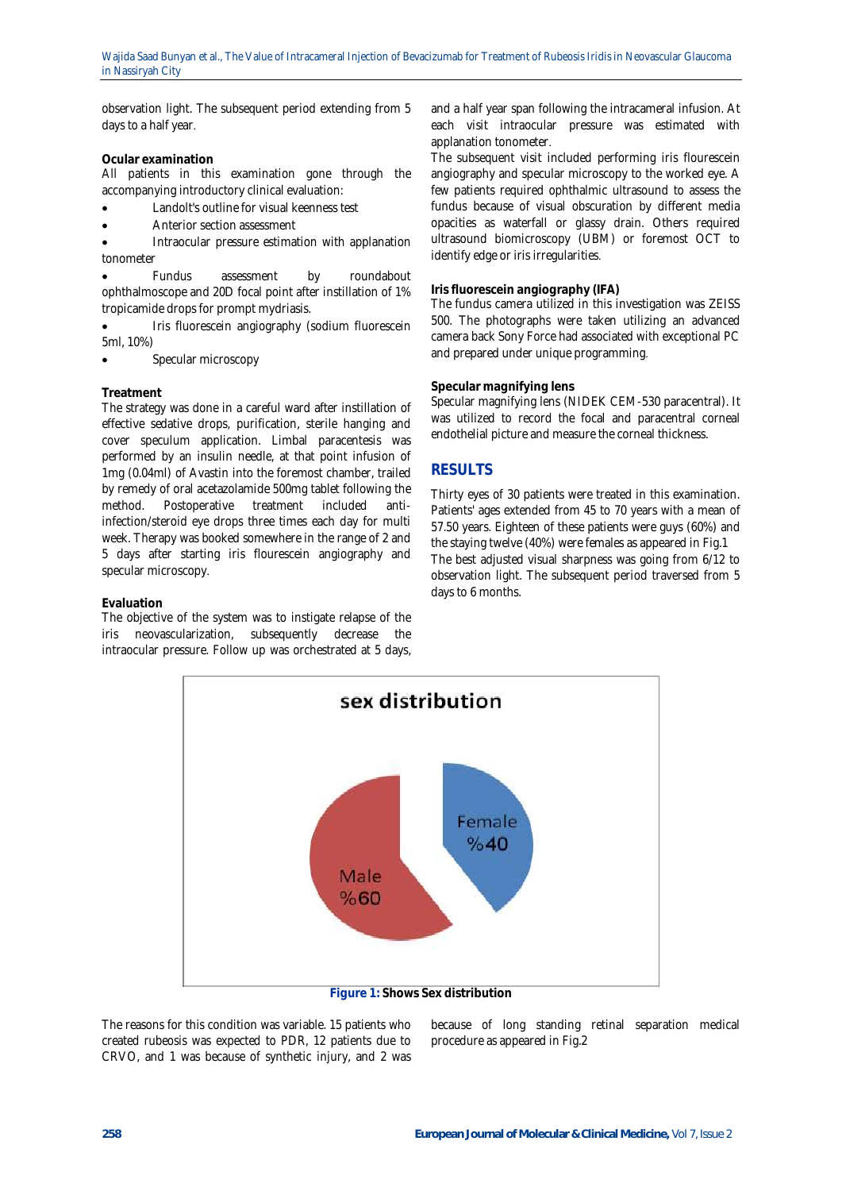observation light. The subsequent period extending from 5 days to a half year.

**Ocular examination**

All patients in this examination gone through the accompanying introductory clinical evaluation:

- Landolt's outline for visual keenness test
- Anterior section assessment
- Intraocular pressure estimation with applanation tonometer
- Fundus assessment by roundabout ophthalmoscope and 20D focal point after instillation of 1% tropicamide drops for prompt mydriasis.
- Iris fluorescein angiography (sodium fluorescein 5ml, 10%)
- Specular microscopy

**Treatment**

The strategy was done in a careful ward after instillation of effective sedative drops, purification, sterile hanging and cover speculum application. Limbal paracentesis was performed by an insulin needle, at that point infusion of 1mg (0.04ml) of Avastin into the foremost chamber, trailed by remedy of oral acetazolamide 500mg tablet following the method. Postoperative treatment included anti-infection/steroid eye drops three times each day for multi week. Therapy was booked somewhere in the range of 2 and 5 days after starting iris flourescein angiography and specular microscopy.

**Evaluation**

The objective of the system was to instigate relapse of the iris neovascularization, subsequently decrease the intraocular pressure. Follow up was orchestrated at 5 days, and a half year span following the intracameral infusion. At each visit intraocular pressure was estimated with applanation tonometer.

The subsequent visit included performing iris flourescein angiography and specular microscopy to the worked eye. A few patients required ophthalmic ultrasound to assess the fundus because of visual obscuration by different media opacities as waterfall or glassy drain. Others required ultrasound biomicroscopy (UBM) or foremost OCT to identify edge or iris irregularities.

**Iris fluorescein angiography (IFA)**

The fundus camera utilized in this investigation was ZEISS 500. The photographs were taken utilizing an advanced camera back Sony Force had associated with exceptional PC and prepared under unique programming.

**Specular magnifying lens**

Specular magnifying lens (NIDEK CEM-530 paracentral). It was utilized to record the focal and paracentral corneal endothelial picture and measure the corneal thickness.

## RESULTS

Thirty eyes of 30 patients were treated in this examination. Patients' ages extended from 45 to 70 years with a mean of 57.50 years. Eighteen of these patients were guys (60%) and the staying twelve (40%) were females as appeared in Fig.1

The best adjusted visual sharpness was going from 6/12 to observation light. The subsequent period traversed from 5 days to 6 months.

**Figure 1:** Shows Sex distribution

The reasons for this condition was variable. 15 patients who created rubeosis was expected to PDR, 12 patients due to CRVO, and 1 was because of synthetic injury, and 2 was because of long standing retinal separation medical procedure as appeared in Fig.2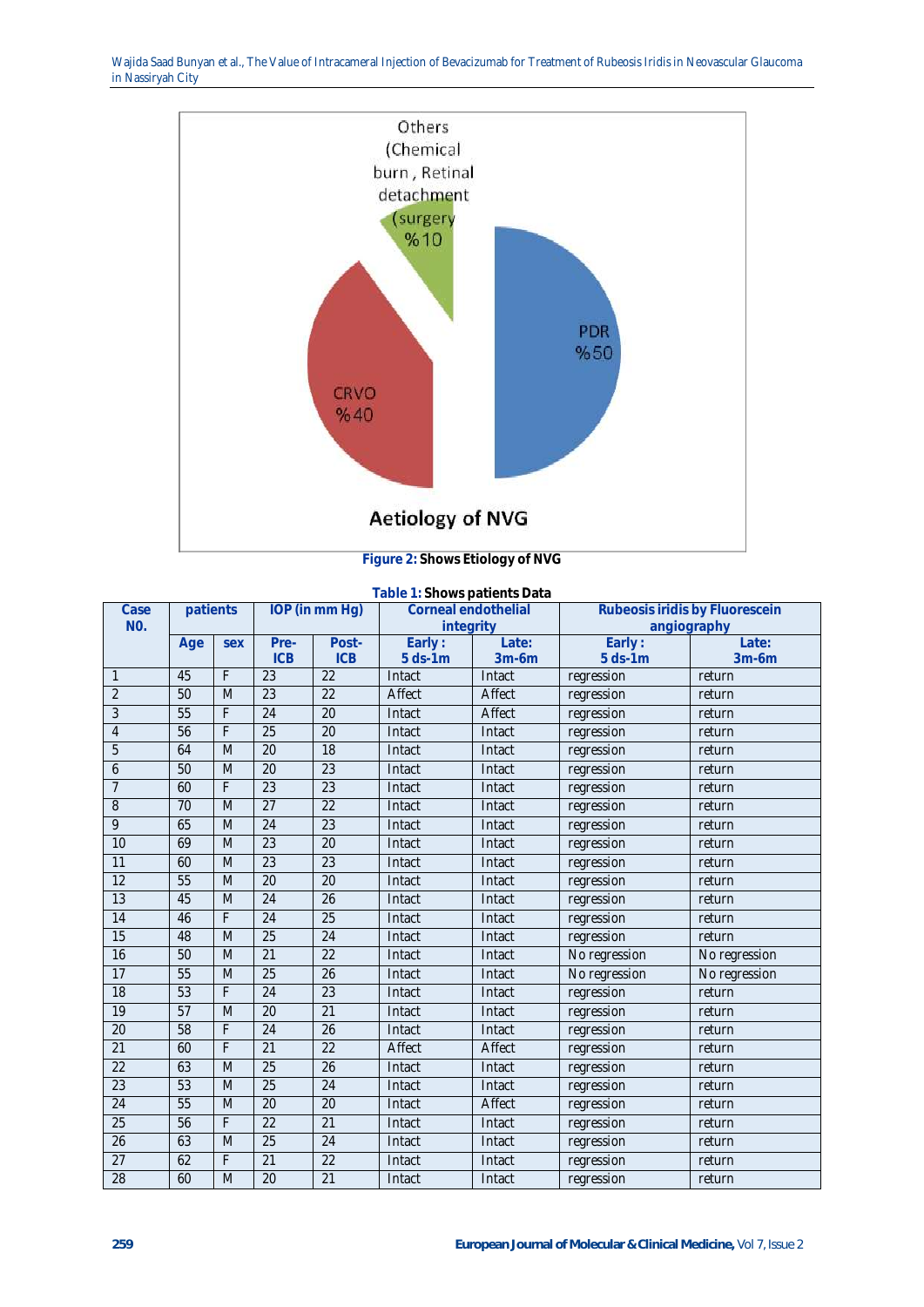Figure 2: Shows Etiology of NVG

Table 1: Shows patients Data

| Case NO. | patients | | IOP (in mm Hg) | | Corneal endothelial integrity | | Rubeosis iridis by Fluorescein angiography | |
|---|---|---|---|---|---|---|---|---|
| | Age | sex | Pre-ICB | Post-ICB | Early : 5 ds-1m | Late: 3m-6m | Early : 5 ds-1m | Late: 3m-6m |
| 1 | 45 | F | 23 | 22 | Intact | Intact | regression | return |
| 2 | 50 | M | 23 | 22 | Affect | Affect | regression | return |
| 3 | 55 | F | 24 | 20 | Intact | Affect | regression | return |
| 4 | 56 | F | 25 | 20 | Intact | Intact | regression | return |
| 5 | 64 | M | 20 | 18 | Intact | Intact | regression | return |
| 6 | 50 | M | 20 | 23 | Intact | Intact | regression | return |
| 7 | 60 | F | 23 | 23 | Intact | Intact | regression | return |
| 8 | 70 | M | 27 | 22 | Intact | Intact | regression | return |
| 9 | 65 | M | 24 | 23 | Intact | Intact | regression | return |
| 10 | 69 | M | 23 | 20 | Intact | Intact | regression | return |
| 11 | 60 | M | 23 | 23 | Intact | Intact | regression | return |
| 12 | 55 | M | 20 | 20 | Intact | Intact | regression | return |
| 13 | 45 | M | 24 | 26 | Intact | Intact | regression | return |
| 14 | 46 | F | 24 | 25 | Intact | Intact | regression | return |
| 15 | 48 | M | 25 | 24 | Intact | Intact | regression | return |
| 16 | 50 | M | 21 | 22 | Intact | Intact | No regression | No regression |
| 17 | 55 | M | 25 | 26 | Intact | Intact | No regression | No regression |
| 18 | 53 | F | 24 | 23 | Intact | Intact | regression | return |
| 19 | 57 | M | 20 | 21 | Intact | Intact | regression | return |
| 20 | 58 | F | 24 | 26 | Intact | Intact | regression | return |
| 21 | 60 | F | 21 | 22 | Affect | Affect | regression | return |
| 22 | 63 | M | 25 | 26 | Intact | Intact | regression | return |
| 23 | 53 | M | 25 | 24 | Intact | Intact | regression | return |
| 24 | 55 | M | 20 | 20 | Intact | Affect | regression | return |
| 25 | 56 | F | 22 | 21 | Intact | Intact | regression | return |
| 26 | 63 | M | 25 | 24 | Intact | Intact | regression | return |
| 27 | 62 | F | 21 | 22 | Intact | Intact | regression | return |
| 28 | 60 | M | 20 | 21 | Intact | Intact | regression | return |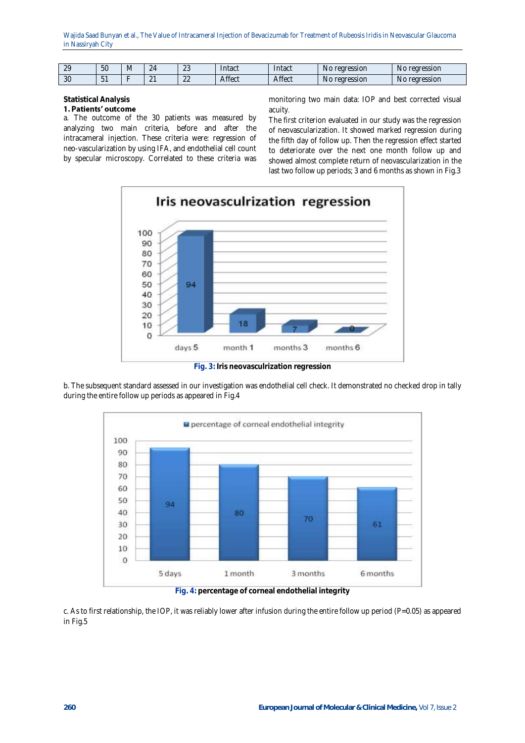| 29 | 50 | M | 24 | 23 | Intact | Intact | No regression | No regression |
|---|---|---|---|---|---|---|---|---|
| 30 | 51 | F | 21 | 22 | Affect | Affect | No regression | No regression |

### Statistical Analysis

#### 1. Patients' outcome

a. The outcome of the 30 patients was measured by analyzing two main criteria, before and after the intracameral injection. These criteria were: regression of neo-vascularization by using IFA, and endothelial cell count by specular microscopy. Correlated to these criteria was monitoring two main data: IOP and best corrected visual acuity.

The first criterion evaluated in our study was the regression of neovascularization. It showed marked regression during the fifth day of follow up. Then the regression effect started to deteriorate over the next one month follow up and showed almost complete return of neovascularization in the last two follow up periods; 3 and 6 months as shown in Fig.3

**Fig. 3:** **Iris neovasculrization regression**

b. The subsequent standard assessed in our investigation was endothelial cell check. It demonstrated no checked drop in tally during the entire follow up periods as appeared in Fig.4

**Fig. 4:** **percentage of corneal endothelial integrity**

c. As to first relationship, the IOP, it was reliably lower after infusion during the entire follow up period (P=0.05) as appeared in Fig.5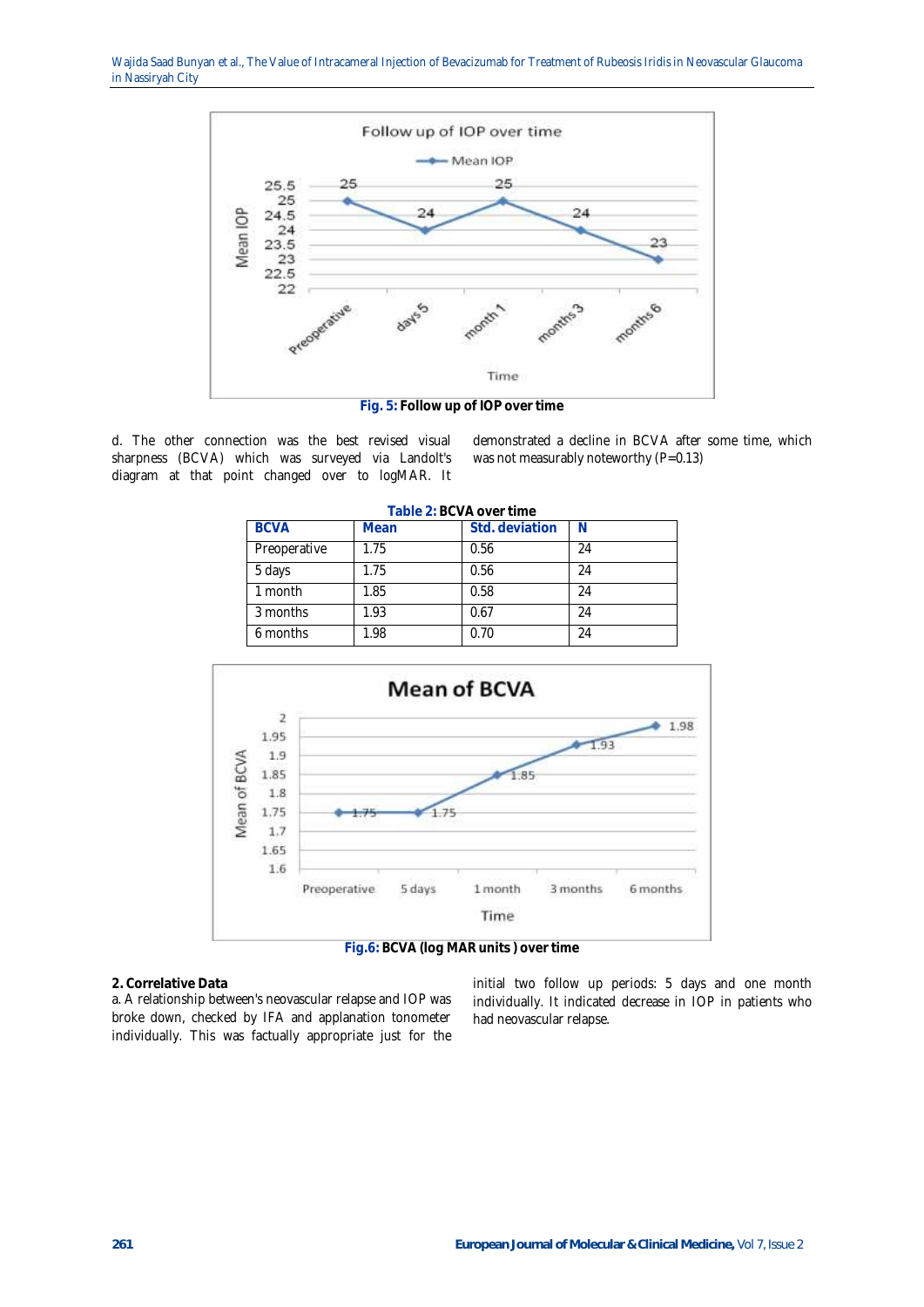Fig. 5: Follow up of IOP over time

d. The other connection was the best revised visual sharpness (BCVA) which was surveyed via Landolt's diagram at that point changed over to logMAR. It demonstrated a decline in BCVA after some time, which was not measurably noteworthy (P=0.13)

Table 2: BCVA over time

| BCVA | Mean | Std. deviation | N |
|---|---|---|---|
| Preoperative | 1.75 | 0.56 | 24 |
| 5 days | 1.75 | 0.56 | 24 |
| 1 month | 1.85 | 0.58 | 24 |
| 3 months | 1.93 | 0.67 | 24 |
| 6 months | 1.98 | 0.70 | 24 |

Fig.6: BCVA (log MAR units ) over time

**2. Correlative Data**

a. A relationship between's neovascular relapse and IOP was broke down, checked by IFA and applanation tonometer individually. This was factually appropriate just for the initial two follow up periods: 5 days and one month individually. It indicated decrease in IOP in patients who had neovascular relapse.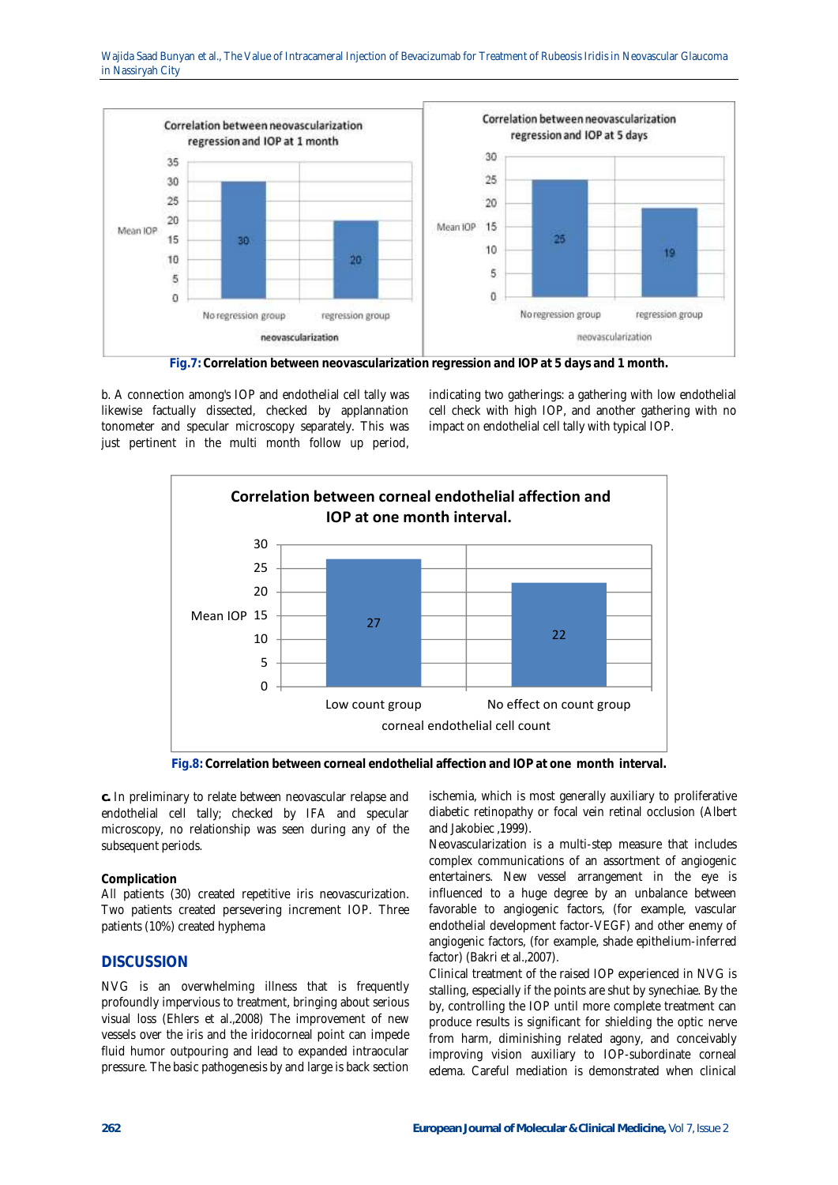Fig.7: **Correlation between neovascularization regression and IOP at 5 days and 1 month.**

b. A connection among's IOP and endothelial cell tally was likewise factually dissected, checked by applanation tonometer and specular microscopy separately. This was just pertinent in the multi month follow up period, indicating two gatherings: a gathering with low endothelial cell check with high IOP, and another gathering with no impact on endothelial cell tally with typical IOP.

Fig.8: **Correlation between corneal endothelial affection and IOP at one month interval.**

**c.** In preliminary to relate between neovascular relapse and endothelial cell tally; checked by IFA and specular microscopy, no relationship was seen during any of the subsequent periods.

### Complication

All patients (30) created repetitive iris neovascurization. Two patients created persevering increment IOP. Three patients (10%) created hyphema

## DISCUSSION

NVG is an overwhelming illness that is frequently profoundly impervious to treatment, bringing about serious visual loss (Ehlers et al.,2008) The improvement of new vessels over the iris and the iridocorneal point can impede fluid humor outpouring and lead to expanded intraocular pressure. The basic pathogenesis by and large is back section ischemia, which is most generally auxiliary to proliferative diabetic retinopathy or focal vein retinal occlusion (Albert and Jakobiec ,1999).

Neovascularization is a multi-step measure that includes complex communications of an assortment of angiogenic entertainers. New vessel arrangement in the eye is influenced to a huge degree by an unbalance between favorable to angiogenic factors, (for example, vascular endothelial development factor-VEGF) and other enemy of angiogenic factors, (for example, shade epithelium-inferred factor) (Bakri et al.,2007).

Clinical treatment of the raised IOP experienced in NVG is stalling, especially if the points are shut by synechiae. By the by, controlling the IOP until more complete treatment can produce results is significant for shielding the optic nerve from harm, diminishing related agony, and conceivably improving vision auxiliary to IOP-subordinate corneal edema. Careful mediation is demonstrated when clinical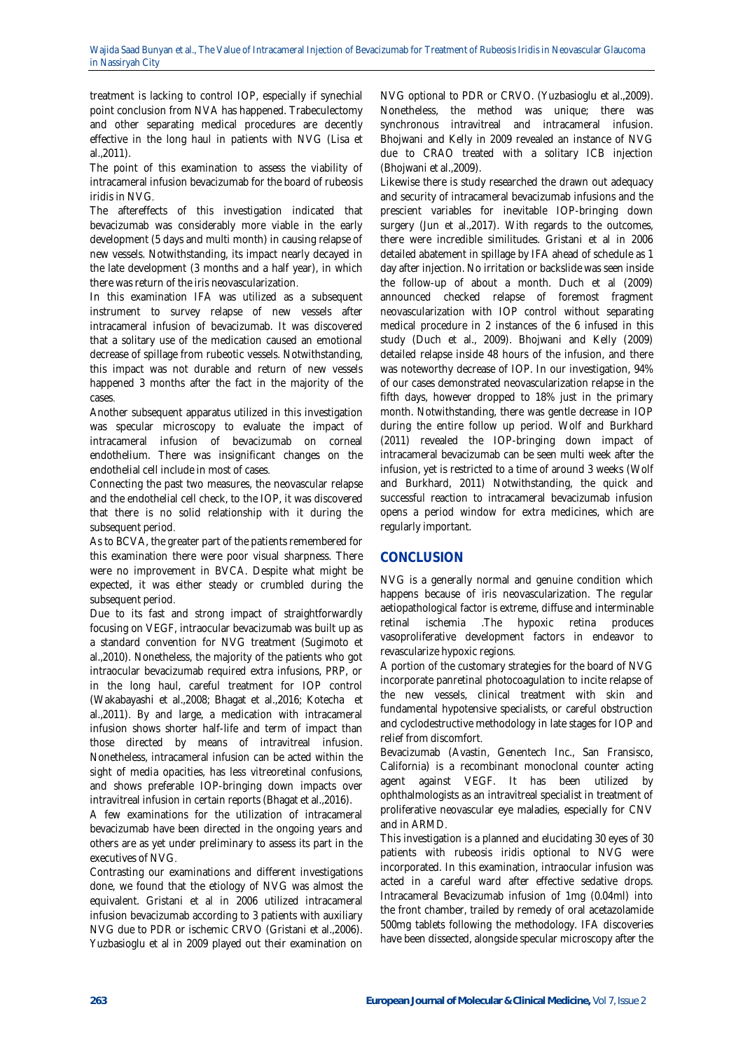treatment is lacking to control IOP, especially if synechial point conclusion from NVA has happened. Trabeculectomy and other separating medical procedures are decently effective in the long haul in patients with NVG (Lisa et al.,2011).

The point of this examination to assess the viability of intracameral infusion bevacizumab for the board of rubeosis iridis in NVG.

The aftereffects of this investigation indicated that bevacizumab was considerably more viable in the early development (5 days and multi month) in causing relapse of new vessels. Notwithstanding, its impact nearly decayed in the late development (3 months and a half year), in which there was return of the iris neovascularization.

In this examination IFA was utilized as a subsequent instrument to survey relapse of new vessels after intracameral infusion of bevacizumab. It was discovered that a solitary use of the medication caused an emotional decrease of spillage from rubeotic vessels. Notwithstanding, this impact was not durable and return of new vessels happened 3 months after the fact in the majority of the cases.

Another subsequent apparatus utilized in this investigation was specular microscopy to evaluate the impact of intracameral infusion of bevacizumab on corneal endothelium. There was insignificant changes on the endothelial cell include in most of cases.

Connecting the past two measures, the neovascular relapse and the endothelial cell check, to the IOP, it was discovered that there is no solid relationship with it during the subsequent period.

As to BCVA, the greater part of the patients remembered for this examination there were poor visual sharpness. There were no improvement in BVCA. Despite what might be expected, it was either steady or crumbled during the subsequent period.

Due to its fast and strong impact of straightforwardly focusing on VEGF, intraocular bevacizumab was built up as a standard convention for NVG treatment (Sugimoto et al.,2010). Nonetheless, the majority of the patients who got intraocular bevacizumab required extra infusions, PRP, or in the long haul, careful treatment for IOP control (Wakabayashi et al.,2008; Bhagat et al.,2016; Kotecha et al.,2011). By and large, a medication with intracameral infusion shows shorter half-life and term of impact than those directed by means of intravitreal infusion. Nonetheless, intracameral infusion can be acted within the sight of media opacities, has less vitreoretinal confusions, and shows preferable IOP-bringing down impacts over intravitreal infusion in certain reports (Bhagat et al.,2016).

A few examinations for the utilization of intracameral bevacizumab have been directed in the ongoing years and others are as yet under preliminary to assess its part in the executives of NVG.

Contrasting our examinations and different investigations done, we found that the etiology of NVG was almost the equivalent. Gristani et al in 2006 utilized intracameral infusion bevacizumab according to 3 patients with auxiliary NVG due to PDR or ischemic CRVO (Gristani et al.,2006). Yuzbasioglu et al in 2009 played out their examination on NVG optional to PDR or CRVO. (Yuzbasioglu et al.,2009). Nonetheless, the method was unique; there was synchronous intravitreal and intracameral infusion. Bhojwani and Kelly in 2009 revealed an instance of NVG due to CRAO treated with a solitary ICB injection (Bhojwani et al.,2009).

Likewise there is study researched the drawn out adequacy and security of intracameral bevacizumab infusions and the prescient variables for inevitable IOP-bringing down surgery (Jun et al.,2017). With regards to the outcomes, there were incredible similitudes. Gristani et al in 2006 detailed abatement in spillage by IFA ahead of schedule as 1 day after injection. No irritation or backslide was seen inside the follow-up of about a month. Duch et al (2009) announced checked relapse of foremost fragment neovascularization with IOP control without separating medical procedure in 2 instances of the 6 infused in this study (Duch et al., 2009). Bhojwani and Kelly (2009) detailed relapse inside 48 hours of the infusion, and there was noteworthy decrease of IOP. In our investigation, 94% of our cases demonstrated neovascularization relapse in the fifth days, however dropped to 18% just in the primary month. Notwithstanding, there was gentle decrease in IOP during the entire follow up period. Wolf and Burkhard (2011) revealed the IOP-bringing down impact of intracameral bevacizumab can be seen multi week after the infusion, yet is restricted to a time of around 3 weeks (Wolf and Burkhard, 2011) Notwithstanding, the quick and successful reaction to intracameral bevacizumab infusion opens a period window for extra medicines, which are regularly important.

## CONCLUSION

NVG is a generally normal and genuine condition which happens because of iris neovascularization. The regular aetiopathological factor is extreme, diffuse and interminable retinal ischemia .The hypoxic retina produces vasoproliferative development factors in endeavor to revascularize hypoxic regions.

A portion of the customary strategies for the board of NVG incorporate panretinal photocoagulation to incite relapse of the new vessels, clinical treatment with skin and fundamental hypotensive specialists, or careful obstruction and cyclodestructive methodology in late stages for IOP and relief from discomfort.

Bevacizumab (Avastin, Genentech Inc., San Fransisco, California) is a recombinant monoclonal counter acting agent against VEGF. It has been utilized by ophthalmologists as an intravitreal specialist in treatment of proliferative neovascular eye maladies, especially for CNV and in ARMD.

This investigation is a planned and elucidating 30 eyes of 30 patients with rubeosis iridis optional to NVG were incorporated. In this examination, intraocular infusion was acted in a careful ward after effective sedative drops. Intracameral Bevacizumab infusion of 1mg (0.04ml) into the front chamber, trailed by remedy of oral acetazolamide 500mg tablets following the methodology. IFA discoveries have been dissected, alongside specular microscopy after the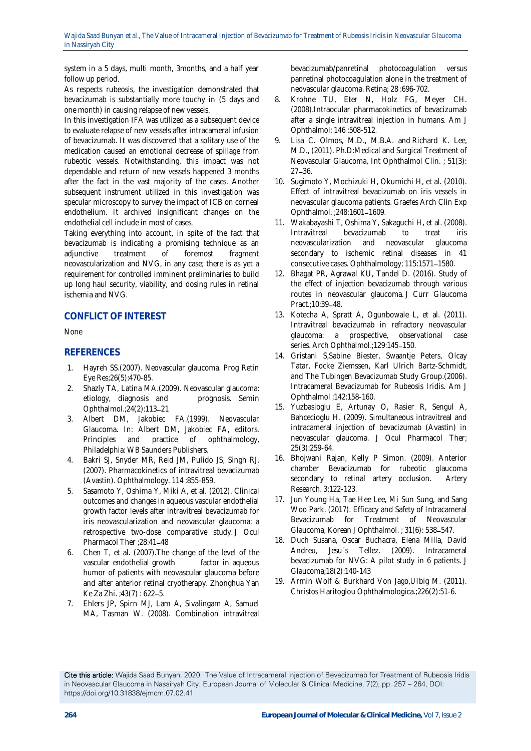system in a 5 days, multi month, 3months, and a half year follow up period.

As respects rubeosis, the investigation demonstrated that bevacizumab is substantially more touchy in (5 days and one month) in causing relapse of new vessels.

In this investigation IFA was utilized as a subsequent device to evaluate relapse of new vessels after intracameral infusion of bevacizumab. It was discovered that a solitary use of the medication caused an emotional decrease of spillage from rubeotic vessels. Notwithstanding, this impact was not dependable and return of new vessels happened 3 months after the fact in the vast majority of the cases. Another subsequent instrument utilized in this investigation was specular microscopy to survey the impact of ICB on corneal endothelium. It archived insignificant changes on the endothelial cell include in most of cases.

Taking everything into account, in spite of the fact that bevacizumab is indicating a promising technique as an adjunctive treatment of foremost fragment neovascularization and NVG, in any case; there is as yet a requirement for controlled imminent preliminaries to build up long haul security, viability, and dosing rules in retinal ischemia and NVG.

## CONFLICT OF INTEREST

None

## REFERENCES

1. Hayreh SS.(2007). Neovascular glaucoma. Prog Retin Eye Res;26(5):470-85.
2. Shazly TA, Latina MA.(2009). Neovascular glaucoma: etiology, diagnosis and prognosis. Semin Ophthalmol.;24(2):113–21
3. Albert DM, Jakobiec FA.(1999). Neovascular Glaucoma. In: Albert DM, Jakobiec FA, editors. Principles and practice of ophthalmology, Philadelphia: WB Saunders Publishers.
4. Bakri SJ, Snyder MR, Reid JM, Pulido JS, Singh RJ. (2007). Pharmacokinetics of intravitreal bevacizumab (Avastin). Ophthalmology. 114 :855-859.
5. Sasamoto Y, Oshima Y, Miki A, et al. (2012). Clinical outcomes and changes in aqueous vascular endothelial growth factor levels after intravitreal bevacizumab for iris neovascularization and neovascular glaucoma: a retrospective two-dose comparative study. J Ocul Pharmacol Ther ;28:41–48
6. Chen T, et al. (2007).The change of the level of the vascular endothelial growth factor in aqueous humor of patients with neovascular glaucoma before and after anterior retinal cryotherapy. Zhonghua Yan Ke Za Zhi. ;43(7) : 622–5.
7. Ehlers JP, Spirn MJ, Lam A, Sivalingam A, Samuel MA, Tasman W. (2008). Combination intravitreal bevacizumab/panretinal photocoagulation versus panretinal photocoagulation alone in the treatment of neovascular glaucoma. Retina; 28 :696-702.
8. Krohne TU, Eter N, Holz FG, Meyer CH. (2008).Intraocular pharmacokinetics of bevacizumab after a single intravitreal injection in humans. Am J Ophthalmol; 146 :508-512.
9. Lisa C. Olmos, M.D., M.B.A. and Richard K. Lee, M.D., (2011). Ph.D:Medical and Surgical Treatment of Neovascular Glaucoma, Int Ophthalmol Clin. ; 51(3): 27–36.
10. Sugimoto Y, Mochizuki H, Okumichi H, et al. (2010). Effect of intravitreal bevacizumab on iris vessels in neovascular glaucoma patients. Graefes Arch Clin Exp Ophthalmol. ;248:1601–1609.
11. Wakabayashi T, Oshima Y, Sakaguchi H, et al. (2008). Intravitreal bevacizumab to treat iris neovascularization and neovascular glaucoma secondary to ischemic retinal diseases in 41 consecutive cases. Ophthalmology; 115:1571–1580.
12. Bhagat PR, Agrawal KU, Tandel D. (2016). Study of the effect of injection bevacizumab through various routes in neovascular glaucoma. J Curr Glaucoma Pract.;10:39–48.
13. Kotecha A, Spratt A, Ogunbowale L, et al. (2011). Intravitreal bevacizumab in refractory neovascular glaucoma: a prospective, observational case series. Arch Ophthalmol.;129:145–150.
14. Gristani S,Sabine Biester, Swaantje Peters, Olcay Tatar, Focke Ziemssen, Karl Ulrich Bartz-Schmidt, and The Tubingen Bevacizumab Study Group.(2006). Intracameral Bevacizumab for Rubeosis Iridis. Am J Ophthalmol ;142:158-160.
15. Yuzbasioglu E, Artunay O, Rasier R, Sengul A, Bahcecioglu H. (2009). Simultaneous intravitreal and intracameral injection of bevacizumab (Avastin) in neovascular glaucoma. J Ocul Pharmacol Ther; 25(3):259-64.
16. Bhojwani Rajan, Kelly P Simon. (2009). Anterior chamber Bevacizumab for rubeotic glaucoma secondary to retinal artery occlusion. Artery Research. 3:122-123.
17. Jun Young Ha, Tae Hee Lee, Mi Sun Sung, and Sang Woo Park. (2017). Efficacy and Safety of Intracameral Bevacizumab for Treatment of Neovascular Glaucoma, Korean J Ophthalmol. ; 31(6): 538–547.
18. Duch Susana, Oscar Buchacra, Elena Milla, David Andreu, Jesu´s Tellez. (2009). Intracameral bevacizumab for NVG: A pilot study in 6 patients. J Glaucoma;18(2):140-143
19. Armin Wolf & Burkhard Von Jago,UIbig M. (2011). Christos Haritoglou Ophthalmologica.;226(2):51-6.

Cite this article: Wajida Saad Bunyan. 2020. The Value of Intracameral Injection of Bevacizumab for Treatment of Rubeosis Iridis in Neovascular Glaucoma in Nassiryah City. European Journal of Molecular & Clinical Medicine, 7(2), pp. 257 – 264, DOI: https://doi.org/10.31838/ejmcm.07.02.41